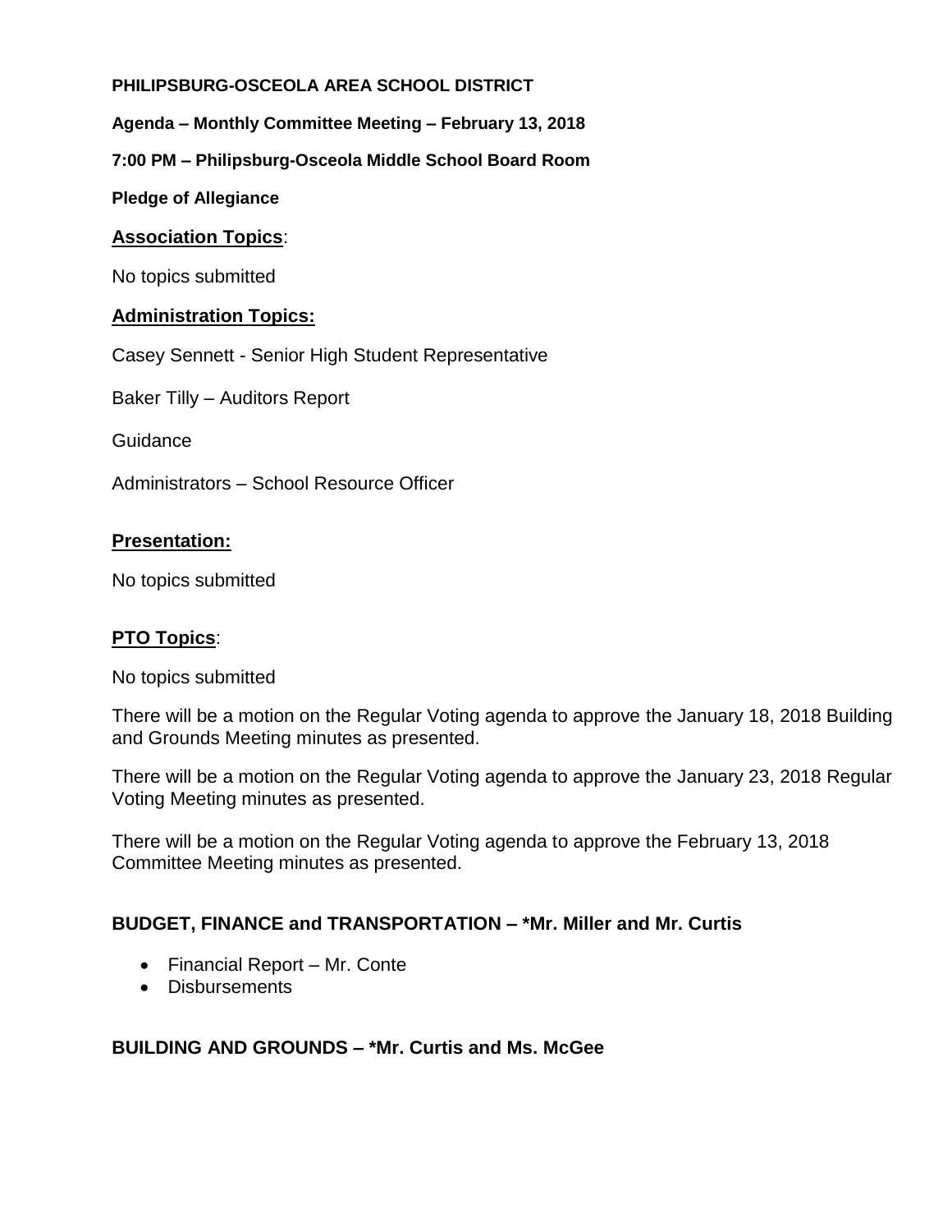**PHILIPSBURG-OSCEOLA AREA SCHOOL DISTRICT**

**Agenda – Monthly Committee Meeting – February 13, 2018**

**7:00 PM – Philipsburg-Osceola Middle School Board Room**

**Pledge of Allegiance**

## Association Topics:

No topics submitted

## Administration Topics:

Casey Sennett - Senior High Student Representative

Baker Tilly – Auditors Report

Guidance

Administrators – School Resource Officer

## Presentation:

No topics submitted

## PTO Topics:

No topics submitted

There will be a motion on the Regular Voting agenda to approve the January 18, 2018 Building and Grounds Meeting minutes as presented.

There will be a motion on the Regular Voting agenda to approve the January 23, 2018 Regular Voting Meeting minutes as presented.

There will be a motion on the Regular Voting agenda to approve the February 13, 2018 Committee Meeting minutes as presented.

## BUDGET, FINANCE and TRANSPORTATION – *Mr. Miller and Mr. Curtis

- Financial Report – Mr. Conte
- Disbursements

## BUILDING AND GROUNDS – *Mr. Curtis and Ms. McGee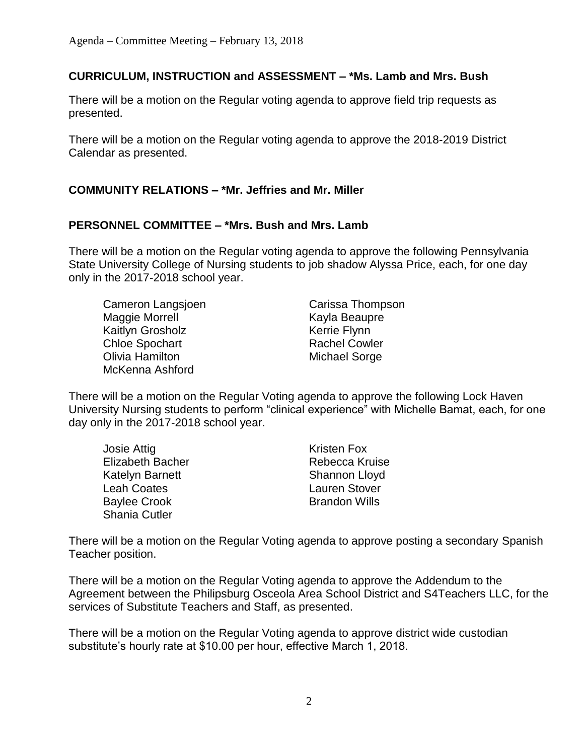**CURRICULUM, INSTRUCTION and ASSESSMENT – *Ms. Lamb and Mrs. Bush**

There will be a motion on the Regular voting agenda to approve field trip requests as presented.

There will be a motion on the Regular voting agenda to approve the 2018-2019 District Calendar as presented.

**COMMUNITY RELATIONS – *Mr. Jeffries and Mr. Miller**

**PERSONNEL COMMITTEE – *Mrs. Bush and Mrs. Lamb**

There will be a motion on the Regular voting agenda to approve the following Pennsylvania State University College of Nursing students to job shadow Alyssa Price, each, for one day only in the 2017-2018 school year.

- Cameron Langsjoen
- Maggie Morrell
- Kaitlyn Grosholz
- Chloe Spochart
- Olivia Hamilton
- McKenna Ashford
- Carissa Thompson
- Kayla Beaupre
- Kerrie Flynn
- Rachel Cowler
- Michael Sorge

There will be a motion on the Regular Voting agenda to approve the following Lock Haven University Nursing students to perform "clinical experience" with Michelle Bamat, each, for one day only in the 2017-2018 school year.

- Josie Attig
- Elizabeth Bacher
- Katelyn Barnett
- Leah Coates
- Baylee Crook
- Shania Cutler
- Kristen Fox
- Rebecca Kruise
- Shannon Lloyd
- Lauren Stover
- Brandon Wills

There will be a motion on the Regular Voting agenda to approve posting a secondary Spanish Teacher position.

There will be a motion on the Regular Voting agenda to approve the Addendum to the Agreement between the Philipsburg Osceola Area School District and S4Teachers LLC, for the services of Substitute Teachers and Staff, as presented.

There will be a motion on the Regular Voting agenda to approve district wide custodian substitute's hourly rate at $10.00 per hour, effective March 1, 2018.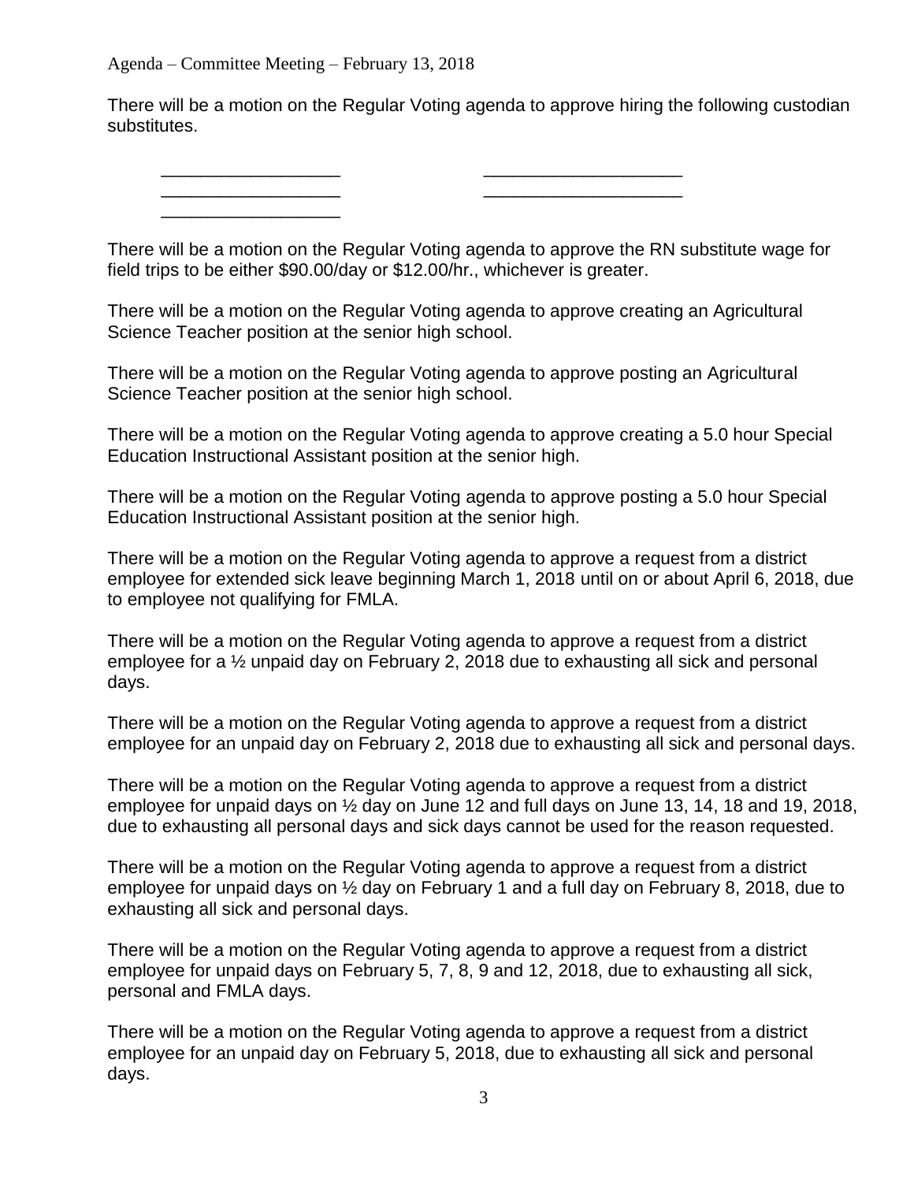There will be a motion on the Regular Voting agenda to approve hiring the following custodian substitutes.

| | |
|---|---|
| __________________ | ____________________ |
| __________________ | ____________________ |
| __________________ | |

There will be a motion on the Regular Voting agenda to approve the RN substitute wage for field trips to be either $90.00/day or $12.00/hr., whichever is greater.

There will be a motion on the Regular Voting agenda to approve creating an Agricultural Science Teacher position at the senior high school.

There will be a motion on the Regular Voting agenda to approve posting an Agricultural Science Teacher position at the senior high school.

There will be a motion on the Regular Voting agenda to approve creating a 5.0 hour Special Education Instructional Assistant position at the senior high.

There will be a motion on the Regular Voting agenda to approve posting a 5.0 hour Special Education Instructional Assistant position at the senior high.

There will be a motion on the Regular Voting agenda to approve a request from a district employee for extended sick leave beginning March 1, 2018 until on or about April 6, 2018, due to employee not qualifying for FMLA.

There will be a motion on the Regular Voting agenda to approve a request from a district employee for a ½ unpaid day on February 2, 2018 due to exhausting all sick and personal days.

There will be a motion on the Regular Voting agenda to approve a request from a district employee for an unpaid day on February 2, 2018 due to exhausting all sick and personal days.

There will be a motion on the Regular Voting agenda to approve a request from a district employee for unpaid days on ½ day on June 12 and full days on June 13, 14, 18 and 19, 2018, due to exhausting all personal days and sick days cannot be used for the reason requested.

There will be a motion on the Regular Voting agenda to approve a request from a district employee for unpaid days on ½ day on February 1 and a full day on February 8, 2018, due to exhausting all sick and personal days.

There will be a motion on the Regular Voting agenda to approve a request from a district employee for unpaid days on February 5, 7, 8, 9 and 12, 2018, due to exhausting all sick, personal and FMLA days.

There will be a motion on the Regular Voting agenda to approve a request from a district employee for an unpaid day on February 5, 2018, due to exhausting all sick and personal days.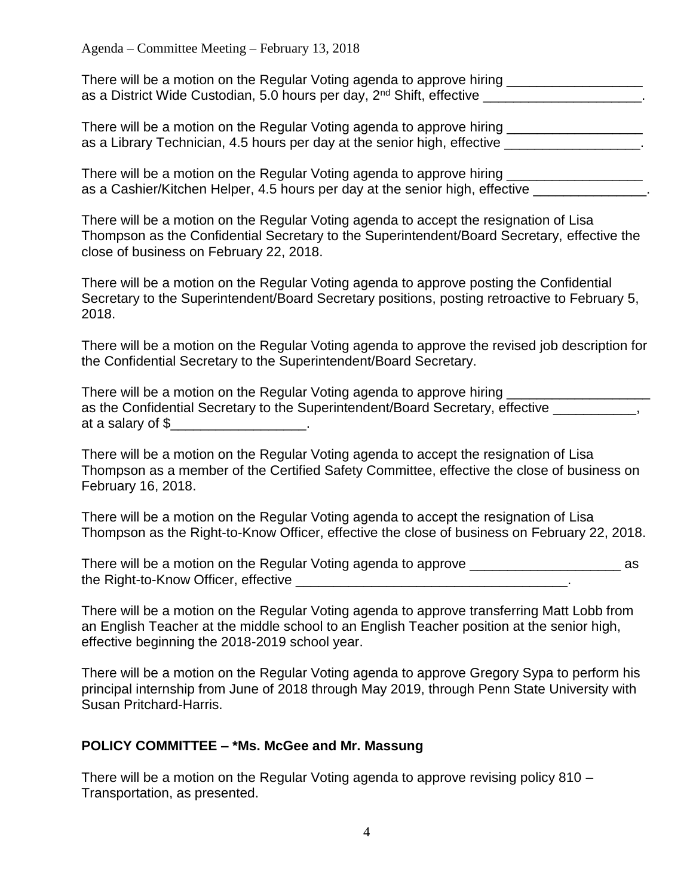There will be a motion on the Regular Voting agenda to approve hiring __________________ as a District Wide Custodian, 5.0 hours per day, 2nd Shift, effective _____________________.

There will be a motion on the Regular Voting agenda to approve hiring __________________ as a Library Technician, 4.5 hours per day at the senior high, effective __________________.

There will be a motion on the Regular Voting agenda to approve hiring __________________ as a Cashier/Kitchen Helper, 4.5 hours per day at the senior high, effective _______________.

There will be a motion on the Regular Voting agenda to accept the resignation of Lisa Thompson as the Confidential Secretary to the Superintendent/Board Secretary, effective the close of business on February 22, 2018.

There will be a motion on the Regular Voting agenda to approve posting the Confidential Secretary to the Superintendent/Board Secretary positions, posting retroactive to February 5, 2018.

There will be a motion on the Regular Voting agenda to approve the revised job description for the Confidential Secretary to the Superintendent/Board Secretary.

There will be a motion on the Regular Voting agenda to approve hiring ___________________ as the Confidential Secretary to the Superintendent/Board Secretary, effective ___________, at a salary of $__________________.

There will be a motion on the Regular Voting agenda to accept the resignation of Lisa Thompson as a member of the Certified Safety Committee, effective the close of business on February 16, 2018.

There will be a motion on the Regular Voting agenda to accept the resignation of Lisa Thompson as the Right-to-Know Officer, effective the close of business on February 22, 2018.

There will be a motion on the Regular Voting agenda to approve ____________________ as the Right-to-Know Officer, effective ____________________________________.

There will be a motion on the Regular Voting agenda to approve transferring Matt Lobb from an English Teacher at the middle school to an English Teacher position at the senior high, effective beginning the 2018-2019 school year.

There will be a motion on the Regular Voting agenda to approve Gregory Sypa to perform his principal internship from June of 2018 through May 2019, through Penn State University with Susan Pritchard-Harris.

**POLICY COMMITTEE – *Ms. McGee and Mr. Massung**

There will be a motion on the Regular Voting agenda to approve revising policy 810 – Transportation, as presented.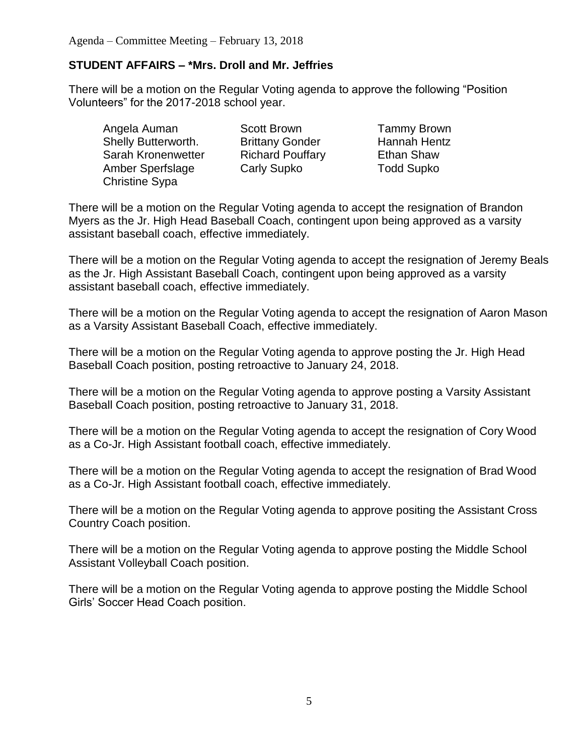## STUDENT AFFAIRS – *Mrs. Droll and Mr. Jeffries

There will be a motion on the Regular Voting agenda to approve the following "Position Volunteers" for the 2017-2018 school year.

| | | |
|---|---|---|
| Angela Auman | Scott Brown | Tammy Brown |
| Shelly Butterworth. | Brittany Gonder | Hannah Hentz |
| Sarah Kronenwetter | Richard Pouffary | Ethan Shaw |
| Amber Sperfslage | Carly Supko | Todd Supko |
| Christine Sypa | | |

There will be a motion on the Regular Voting agenda to accept the resignation of Brandon Myers as the Jr. High Head Baseball Coach, contingent upon being approved as a varsity assistant baseball coach, effective immediately.

There will be a motion on the Regular Voting agenda to accept the resignation of Jeremy Beals as the Jr. High Assistant Baseball Coach, contingent upon being approved as a varsity assistant baseball coach, effective immediately.

There will be a motion on the Regular Voting agenda to accept the resignation of Aaron Mason as a Varsity Assistant Baseball Coach, effective immediately.

There will be a motion on the Regular Voting agenda to approve posting the Jr. High Head Baseball Coach position, posting retroactive to January 24, 2018.

There will be a motion on the Regular Voting agenda to approve posting a Varsity Assistant Baseball Coach position, posting retroactive to January 31, 2018.

There will be a motion on the Regular Voting agenda to accept the resignation of Cory Wood as a Co-Jr. High Assistant football coach, effective immediately.

There will be a motion on the Regular Voting agenda to accept the resignation of Brad Wood as a Co-Jr. High Assistant football coach, effective immediately.

There will be a motion on the Regular Voting agenda to approve positing the Assistant Cross Country Coach position.

There will be a motion on the Regular Voting agenda to approve posting the Middle School Assistant Volleyball Coach position.

There will be a motion on the Regular Voting agenda to approve posting the Middle School Girls' Soccer Head Coach position.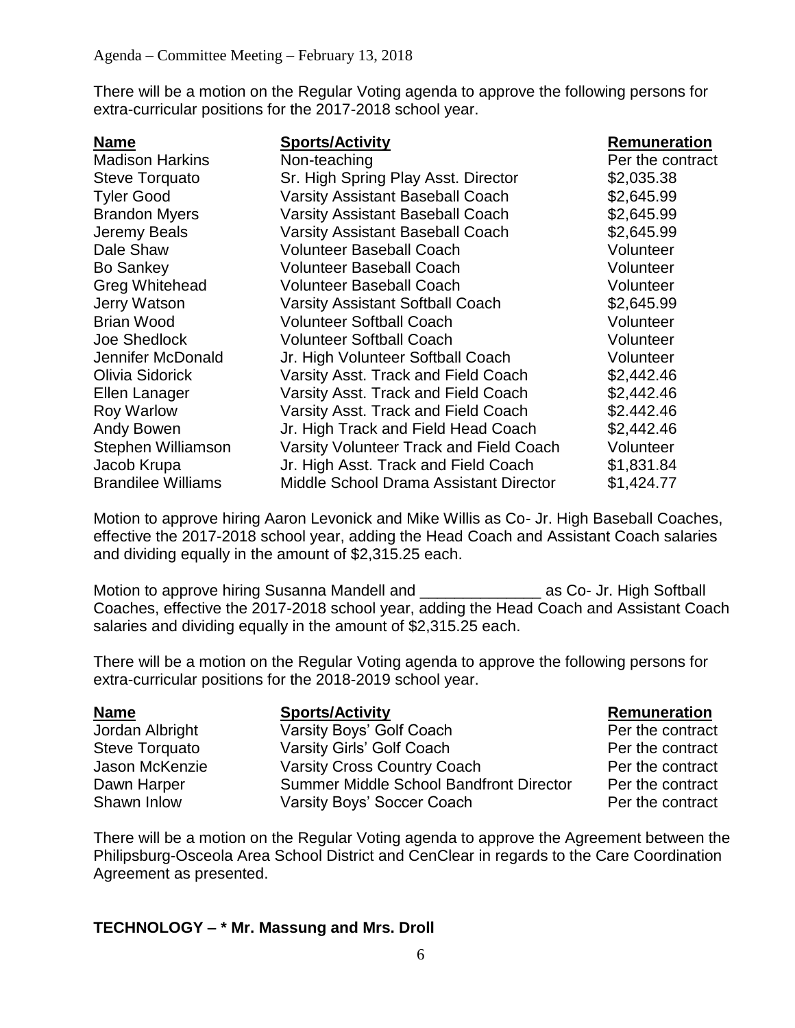There will be a motion on the Regular Voting agenda to approve the following persons for extra-curricular positions for the 2017-2018 school year.

| Name | Sports/Activity | Remuneration |
|---|---|---|
| Madison Harkins | Non-teaching | Per the contract |
| Steve Torquato | Sr. High Spring Play Asst. Director | $2,035.38 |
| Tyler Good | Varsity Assistant Baseball Coach | $2,645.99 |
| Brandon Myers | Varsity Assistant Baseball Coach | $2,645.99 |
| Jeremy Beals | Varsity Assistant Baseball Coach | $2,645.99 |
| Dale Shaw | Volunteer Baseball Coach | Volunteer |
| Bo Sankey | Volunteer Baseball Coach | Volunteer |
| Greg Whitehead | Volunteer Baseball Coach | Volunteer |
| Jerry Watson | Varsity Assistant Softball Coach | $2,645.99 |
| Brian Wood | Volunteer Softball Coach | Volunteer |
| Joe Shedlock | Volunteer Softball Coach | Volunteer |
| Jennifer McDonald | Jr. High Volunteer Softball Coach | Volunteer |
| Olivia Sidorick | Varsity Asst. Track and Field Coach | $2,442.46 |
| Ellen Lanager | Varsity Asst. Track and Field Coach | $2,442.46 |
| Roy Warlow | Varsity Asst. Track and Field Coach | $2.442.46 |
| Andy Bowen | Jr. High Track and Field Head Coach | $2,442.46 |
| Stephen Williamson | Varsity Volunteer Track and Field Coach | Volunteer |
| Jacob Krupa | Jr. High Asst. Track and Field Coach | $1,831.84 |
| Brandilee Williams | Middle School Drama Assistant Director | $1,424.77 |

Motion to approve hiring Aaron Levonick and Mike Willis as Co- Jr. High Baseball Coaches, effective the 2017-2018 school year, adding the Head Coach and Assistant Coach salaries and dividing equally in the amount of $2,315.25 each.

Motion to approve hiring Susanna Mandell and ______________ as Co- Jr. High Softball Coaches, effective the 2017-2018 school year, adding the Head Coach and Assistant Coach salaries and dividing equally in the amount of $2,315.25 each.

There will be a motion on the Regular Voting agenda to approve the following persons for extra-curricular positions for the 2018-2019 school year.

| Name | Sports/Activity | Remuneration |
|---|---|---|
| Jordan Albright | Varsity Boys' Golf Coach | Per the contract |
| Steve Torquato | Varsity Girls' Golf Coach | Per the contract |
| Jason McKenzie | Varsity Cross Country Coach | Per the contract |
| Dawn Harper | Summer Middle School Bandfront Director | Per the contract |
| Shawn Inlow | Varsity Boys' Soccer Coach | Per the contract |

There will be a motion on the Regular Voting agenda to approve the Agreement between the Philipsburg-Osceola Area School District and CenClear in regards to the Care Coordination Agreement as presented.

## TECHNOLOGY – * Mr. Massung and Mrs. Droll